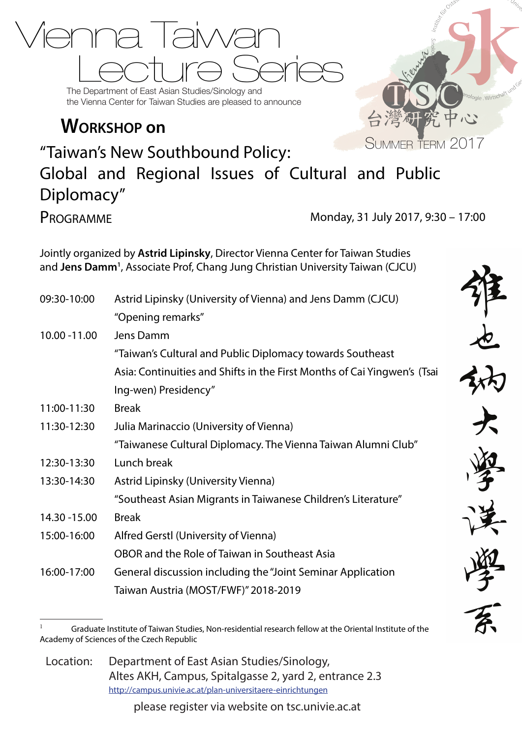# Vienna Taiwan Lecture Series

The Department of East Asian Studies/Sinology and the Vienna Center for Taiwan Studies are pleased to announce

TSC 台灣研究中心

SUMMER TERM 2017

## WORKSHOP on

## "Taiwan's New Southbound Policy: Global and Regional Issues of Cultural and Public Diplomacy"

PROGRAMME

Monday, 31 July 2017, 9:30 – 17:00

Jointly organized by **Astrid Lipinsky**, Director Vienna Center for Taiwan Studies and **Jens Damm**[1], Associate Prof, Chang Jung Christian University Taiwan (CJCU)

| | |
|---|---|
| 09:30-10:00 | Astrid Lipinsky (University of Vienna) and Jens Damm (CJCU)<br>"Opening remarks" |
| 10.00 -11.00 | Jens Damm<br>"Taiwan's Cultural and Public Diplomacy towards Southeast Asia: Continuities and Shifts in the First Months of Cai Yingwen's (Tsai Ing-wen) Presidency" |
| 11:00-11:30 | Break |
| 11:30-12:30 | Julia Marinaccio (University of Vienna)<br>"Taiwanese Cultural Diplomacy. The Vienna Taiwan Alumni Club" |
| 12:30-13:30 | Lunch break |
| 13:30-14:30 | Astrid Lipinsky (University Vienna)<br>"Southeast Asian Migrants in Taiwanese Children's Literature" |
| 14.30 -15.00 | Break |
| 15:00-16:00 | Alfred Gerstl (University of Vienna)<br>OBOR and the Role of Taiwan in Southeast Asia |
| 16:00-17:00 | General discussion including the "Joint Seminar Application Taiwan Austria (MOST/FWF)" 2018-2019 |

維也納大學漢學系

[1] Graduate Institute of Taiwan Studies, Non-residential research fellow at the Oriental Institute of the Academy of Sciences of the Czech Republic

Location: Department of East Asian Studies/Sinology,
Altes AKH, Campus, Spitalgasse 2, yard 2, entrance 2.3
http://campus.univie.ac.at/plan-universitaere-einrichtungen

please register via website on tsc.univie.ac.at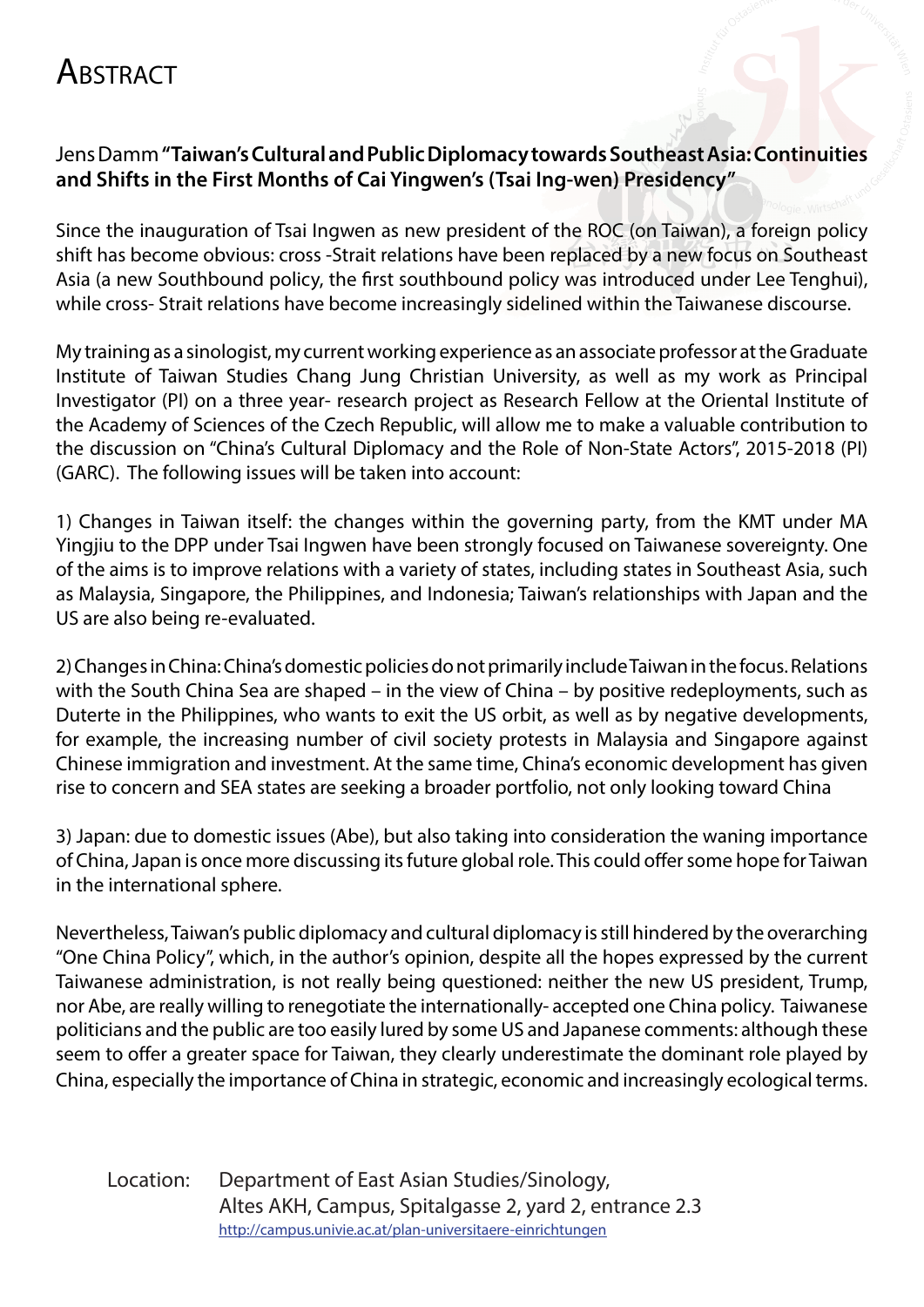# Abstract

Jens Damm **"Taiwan's Cultural and Public Diplomacy towards Southeast Asia: Continuities and Shifts in the First Months of Cai Yingwen's (Tsai Ing-wen) Presidency"**

Since the inauguration of Tsai Ingwen as new president of the ROC (on Taiwan), a foreign policy shift has become obvious: cross -Strait relations have been replaced by a new focus on Southeast Asia (a new Southbound policy, the first southbound policy was introduced under Lee Tenghui), while cross- Strait relations have become increasingly sidelined within the Taiwanese discourse.

My training as a sinologist, my current working experience as an associate professor at the Graduate Institute of Taiwan Studies Chang Jung Christian University, as well as my work as Principal Investigator (PI) on a three year- research project as Research Fellow at the Oriental Institute of the Academy of Sciences of the Czech Republic, will allow me to make a valuable contribution to the discussion on "China's Cultural Diplomacy and the Role of Non-State Actors", 2015-2018 (PI) (GARC). The following issues will be taken into account:

1) Changes in Taiwan itself: the changes within the governing party, from the KMT under MA Yingjiu to the DPP under Tsai Ingwen have been strongly focused on Taiwanese sovereignty. One of the aims is to improve relations with a variety of states, including states in Southeast Asia, such as Malaysia, Singapore, the Philippines, and Indonesia; Taiwan's relationships with Japan and the US are also being re-evaluated.

2) Changes in China: China's domestic policies do not primarily include Taiwan in the focus. Relations with the South China Sea are shaped – in the view of China – by positive redeployments, such as Duterte in the Philippines, who wants to exit the US orbit, as well as by negative developments, for example, the increasing number of civil society protests in Malaysia and Singapore against Chinese immigration and investment. At the same time, China's economic development has given rise to concern and SEA states are seeking a broader portfolio, not only looking toward China

3) Japan: due to domestic issues (Abe), but also taking into consideration the waning importance of China, Japan is once more discussing its future global role. This could offer some hope for Taiwan in the international sphere.

Nevertheless, Taiwan's public diplomacy and cultural diplomacy is still hindered by the overarching "One China Policy", which, in the author's opinion, despite all the hopes expressed by the current Taiwanese administration, is not really being questioned: neither the new US president, Trump, nor Abe, are really willing to renegotiate the internationally- accepted one China policy. Taiwanese politicians and the public are too easily lured by some US and Japanese comments: although these seem to offer a greater space for Taiwan, they clearly underestimate the dominant role played by China, especially the importance of China in strategic, economic and increasingly ecological terms.

Location: Department of East Asian Studies/Sinology,
Altes AKH, Campus, Spitalgasse 2, yard 2, entrance 2.3
http://campus.univie.ac.at/plan-universitaere-einrichtungen